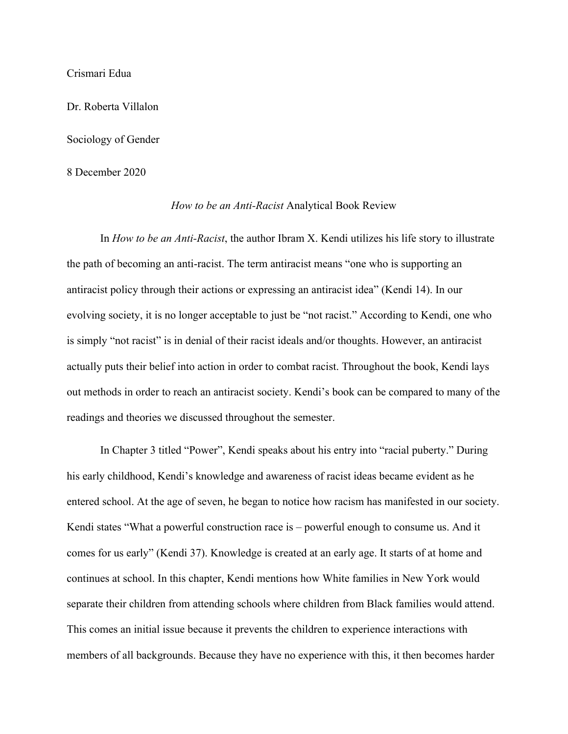Crismari Edua

Dr. Roberta Villalon

Sociology of Gender

8 December 2020

*How to be an Anti-Racist* Analytical Book Review

In *How to be an Anti-Racist*, the author Ibram X. Kendi utilizes his life story to illustrate the path of becoming an anti-racist. The term antiracist means "one who is supporting an antiracist policy through their actions or expressing an antiracist idea" (Kendi 14). In our evolving society, it is no longer acceptable to just be "not racist." According to Kendi, one who is simply "not racist" is in denial of their racist ideals and/or thoughts. However, an antiracist actually puts their belief into action in order to combat racist. Throughout the book, Kendi lays out methods in order to reach an antiracist society. Kendi's book can be compared to many of the readings and theories we discussed throughout the semester.

In Chapter 3 titled "Power", Kendi speaks about his entry into "racial puberty." During his early childhood, Kendi's knowledge and awareness of racist ideas became evident as he entered school. At the age of seven, he began to notice how racism has manifested in our society. Kendi states "What a powerful construction race is – powerful enough to consume us. And it comes for us early" (Kendi 37). Knowledge is created at an early age. It starts of at home and continues at school. In this chapter, Kendi mentions how White families in New York would separate their children from attending schools where children from Black families would attend. This comes an initial issue because it prevents the children to experience interactions with members of all backgrounds. Because they have no experience with this, it then becomes harder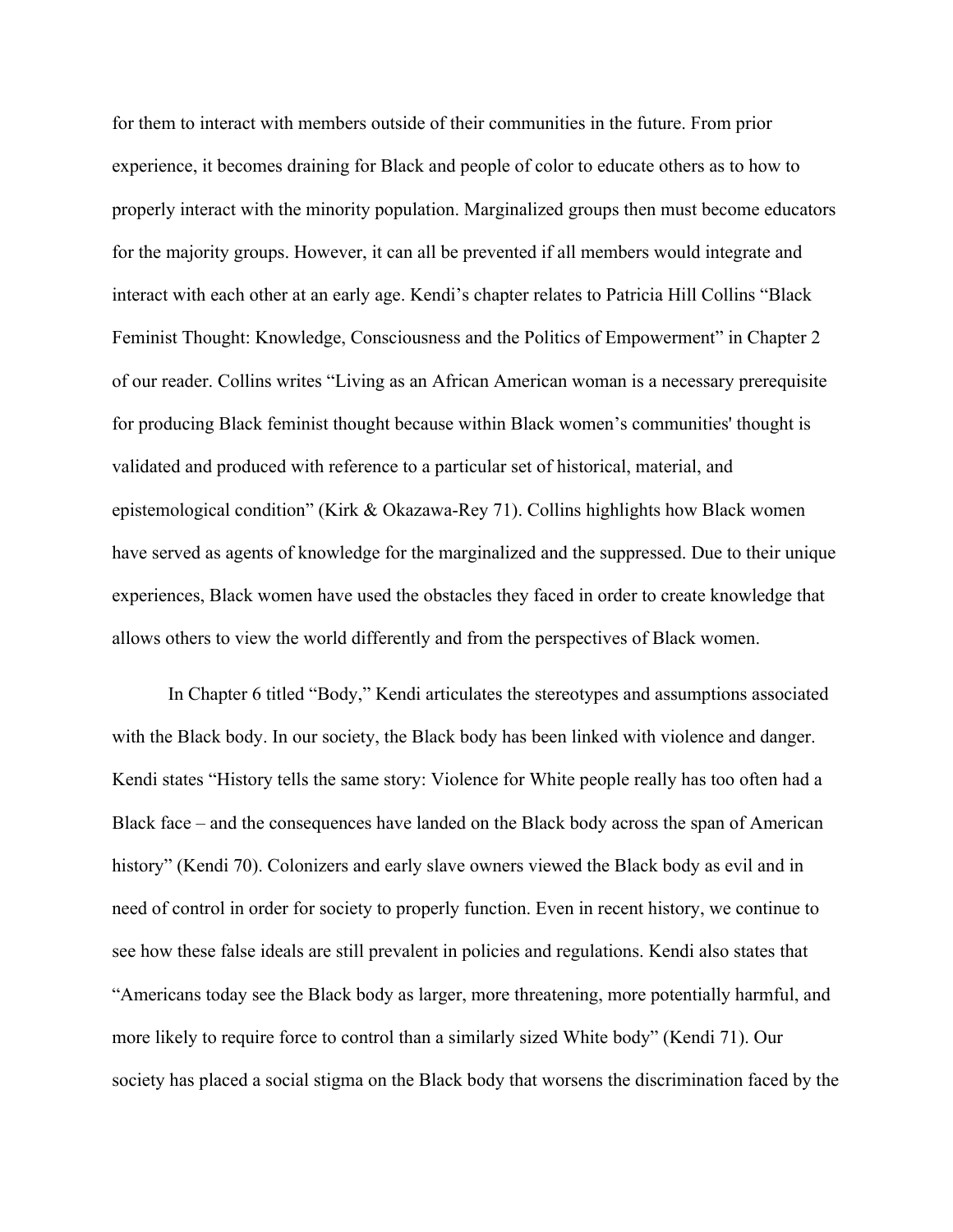for them to interact with members outside of their communities in the future. From prior experience, it becomes draining for Black and people of color to educate others as to how to properly interact with the minority population. Marginalized groups then must become educators for the majority groups. However, it can all be prevented if all members would integrate and interact with each other at an early age. Kendi's chapter relates to Patricia Hill Collins "Black Feminist Thought: Knowledge, Consciousness and the Politics of Empowerment" in Chapter 2 of our reader. Collins writes "Living as an African American woman is a necessary prerequisite for producing Black feminist thought because within Black women's communities' thought is validated and produced with reference to a particular set of historical, material, and epistemological condition" (Kirk & Okazawa-Rey 71). Collins highlights how Black women have served as agents of knowledge for the marginalized and the suppressed. Due to their unique experiences, Black women have used the obstacles they faced in order to create knowledge that allows others to view the world differently and from the perspectives of Black women.

In Chapter 6 titled "Body," Kendi articulates the stereotypes and assumptions associated with the Black body. In our society, the Black body has been linked with violence and danger. Kendi states "History tells the same story: Violence for White people really has too often had a Black face – and the consequences have landed on the Black body across the span of American history" (Kendi 70). Colonizers and early slave owners viewed the Black body as evil and in need of control in order for society to properly function. Even in recent history, we continue to see how these false ideals are still prevalent in policies and regulations. Kendi also states that "Americans today see the Black body as larger, more threatening, more potentially harmful, and more likely to require force to control than a similarly sized White body" (Kendi 71). Our society has placed a social stigma on the Black body that worsens the discrimination faced by the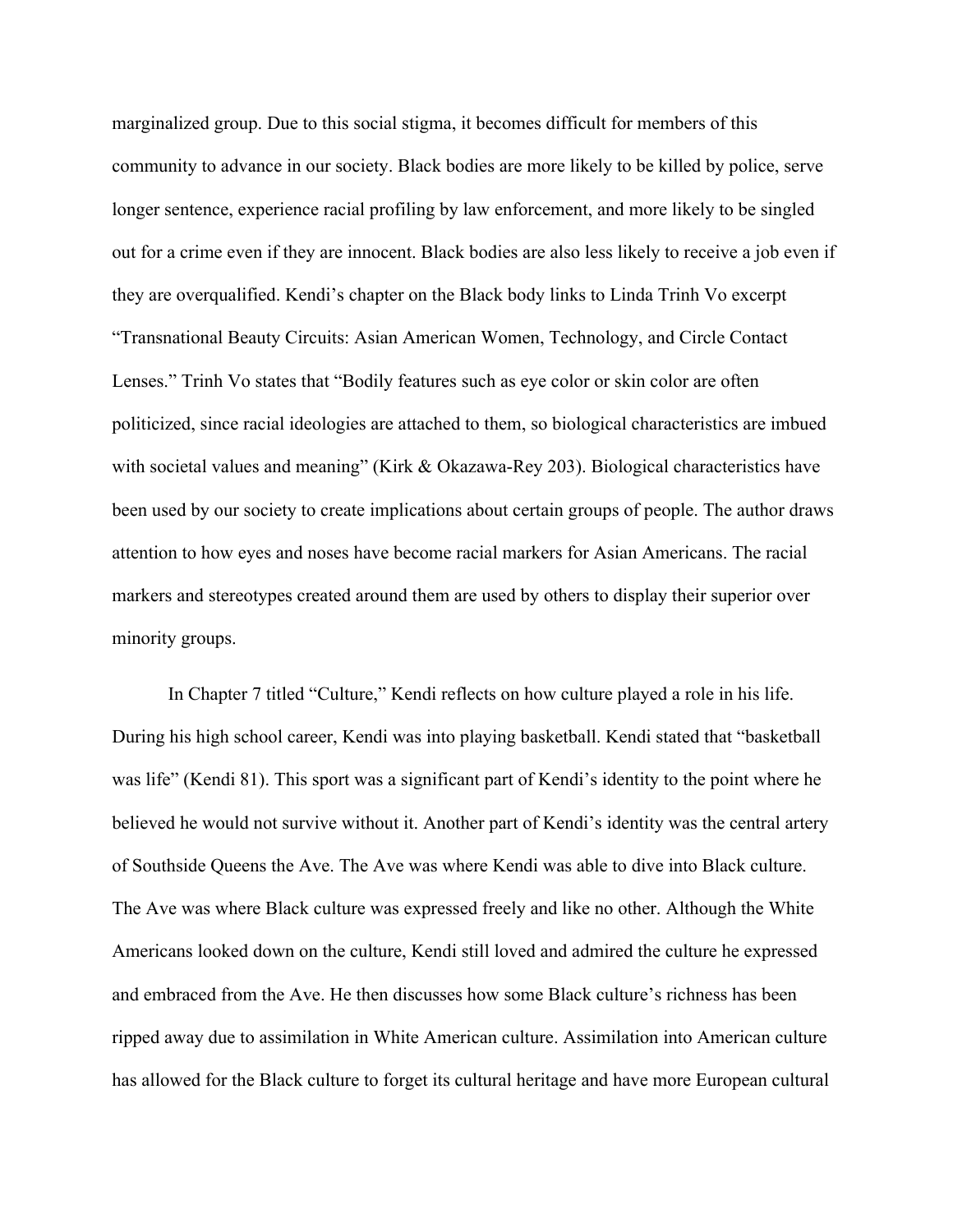marginalized group. Due to this social stigma, it becomes difficult for members of this community to advance in our society. Black bodies are more likely to be killed by police, serve longer sentence, experience racial profiling by law enforcement, and more likely to be singled out for a crime even if they are innocent. Black bodies are also less likely to receive a job even if they are overqualified. Kendi's chapter on the Black body links to Linda Trinh Vo excerpt "Transnational Beauty Circuits: Asian American Women, Technology, and Circle Contact Lenses." Trinh Vo states that "Bodily features such as eye color or skin color are often politicized, since racial ideologies are attached to them, so biological characteristics are imbued with societal values and meaning" (Kirk & Okazawa-Rey 203). Biological characteristics have been used by our society to create implications about certain groups of people. The author draws attention to how eyes and noses have become racial markers for Asian Americans. The racial markers and stereotypes created around them are used by others to display their superior over minority groups.

In Chapter 7 titled "Culture," Kendi reflects on how culture played a role in his life. During his high school career, Kendi was into playing basketball. Kendi stated that "basketball was life" (Kendi 81). This sport was a significant part of Kendi's identity to the point where he believed he would not survive without it. Another part of Kendi's identity was the central artery of Southside Queens the Ave. The Ave was where Kendi was able to dive into Black culture. The Ave was where Black culture was expressed freely and like no other. Although the White Americans looked down on the culture, Kendi still loved and admired the culture he expressed and embraced from the Ave. He then discusses how some Black culture's richness has been ripped away due to assimilation in White American culture. Assimilation into American culture has allowed for the Black culture to forget its cultural heritage and have more European cultural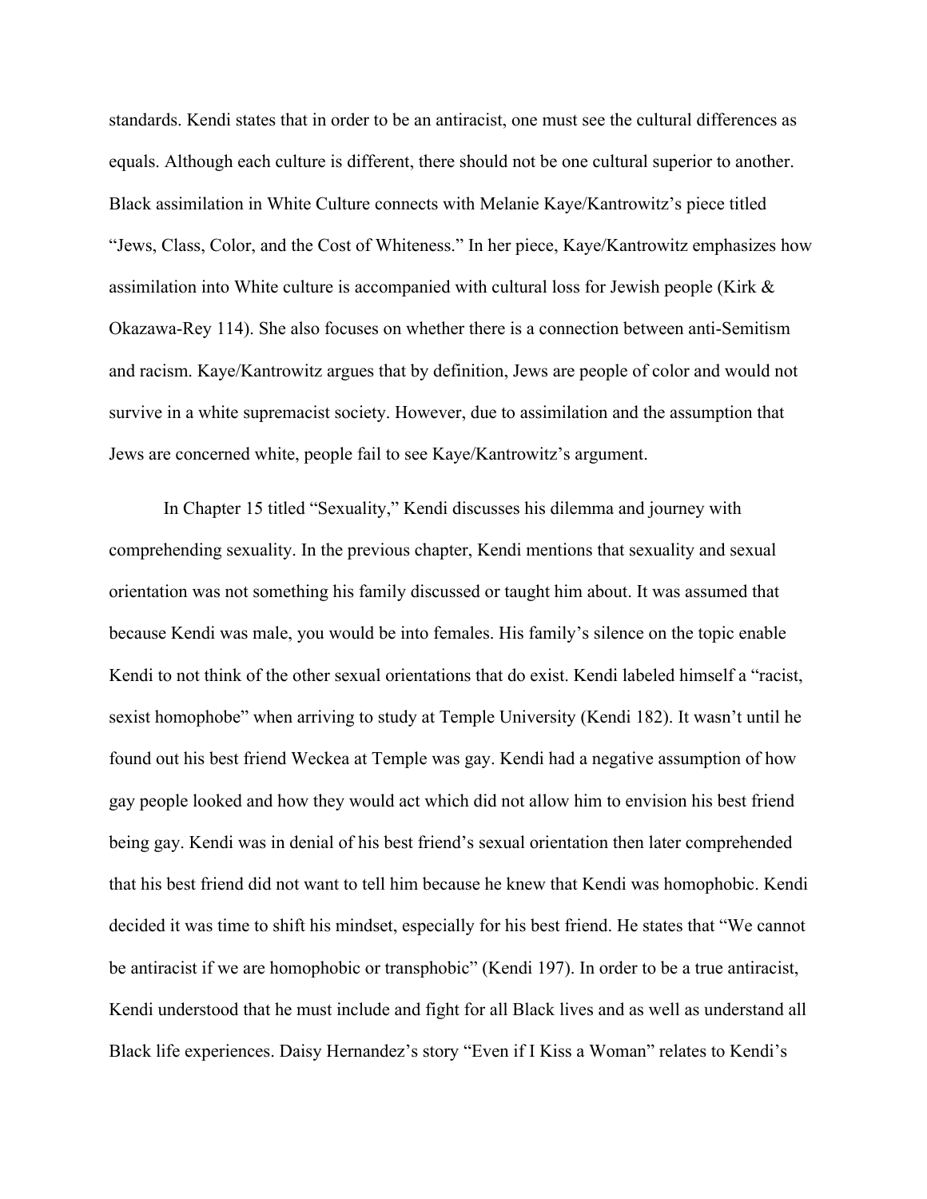standards. Kendi states that in order to be an antiracist, one must see the cultural differences as equals. Although each culture is different, there should not be one cultural superior to another. Black assimilation in White Culture connects with Melanie Kaye/Kantrowitz's piece titled "Jews, Class, Color, and the Cost of Whiteness." In her piece, Kaye/Kantrowitz emphasizes how assimilation into White culture is accompanied with cultural loss for Jewish people (Kirk & Okazawa-Rey 114). She also focuses on whether there is a connection between anti-Semitism and racism. Kaye/Kantrowitz argues that by definition, Jews are people of color and would not survive in a white supremacist society. However, due to assimilation and the assumption that Jews are concerned white, people fail to see Kaye/Kantrowitz's argument.

In Chapter 15 titled "Sexuality," Kendi discusses his dilemma and journey with comprehending sexuality. In the previous chapter, Kendi mentions that sexuality and sexual orientation was not something his family discussed or taught him about. It was assumed that because Kendi was male, you would be into females. His family's silence on the topic enable Kendi to not think of the other sexual orientations that do exist. Kendi labeled himself a "racist, sexist homophobe" when arriving to study at Temple University (Kendi 182). It wasn't until he found out his best friend Weckea at Temple was gay. Kendi had a negative assumption of how gay people looked and how they would act which did not allow him to envision his best friend being gay. Kendi was in denial of his best friend's sexual orientation then later comprehended that his best friend did not want to tell him because he knew that Kendi was homophobic. Kendi decided it was time to shift his mindset, especially for his best friend. He states that "We cannot be antiracist if we are homophobic or transphobic" (Kendi 197). In order to be a true antiracist, Kendi understood that he must include and fight for all Black lives and as well as understand all Black life experiences. Daisy Hernandez's story "Even if I Kiss a Woman" relates to Kendi's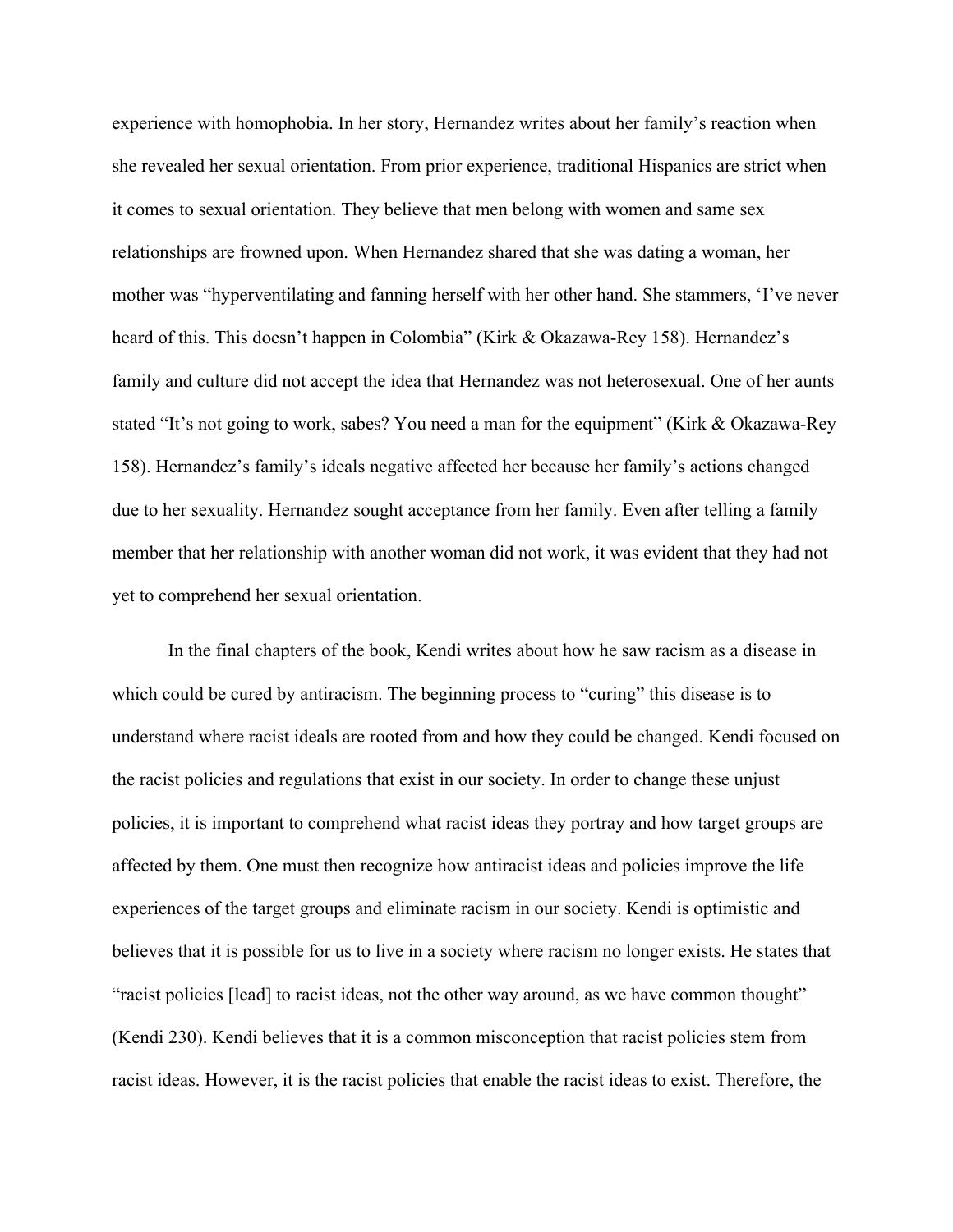experience with homophobia. In her story, Hernandez writes about her family's reaction when she revealed her sexual orientation. From prior experience, traditional Hispanics are strict when it comes to sexual orientation. They believe that men belong with women and same sex relationships are frowned upon. When Hernandez shared that she was dating a woman, her mother was "hyperventilating and fanning herself with her other hand. She stammers, 'I've never heard of this. This doesn't happen in Colombia" (Kirk & Okazawa-Rey 158). Hernandez's family and culture did not accept the idea that Hernandez was not heterosexual. One of her aunts stated "It's not going to work, sabes? You need a man for the equipment" (Kirk & Okazawa-Rey 158). Hernandez's family's ideals negative affected her because her family's actions changed due to her sexuality. Hernandez sought acceptance from her family. Even after telling a family member that her relationship with another woman did not work, it was evident that they had not yet to comprehend her sexual orientation.

In the final chapters of the book, Kendi writes about how he saw racism as a disease in which could be cured by antiracism. The beginning process to "curing" this disease is to understand where racist ideals are rooted from and how they could be changed. Kendi focused on the racist policies and regulations that exist in our society. In order to change these unjust policies, it is important to comprehend what racist ideas they portray and how target groups are affected by them. One must then recognize how antiracist ideas and policies improve the life experiences of the target groups and eliminate racism in our society. Kendi is optimistic and believes that it is possible for us to live in a society where racism no longer exists. He states that "racist policies [lead] to racist ideas, not the other way around, as we have common thought" (Kendi 230). Kendi believes that it is a common misconception that racist policies stem from racist ideas. However, it is the racist policies that enable the racist ideas to exist. Therefore, the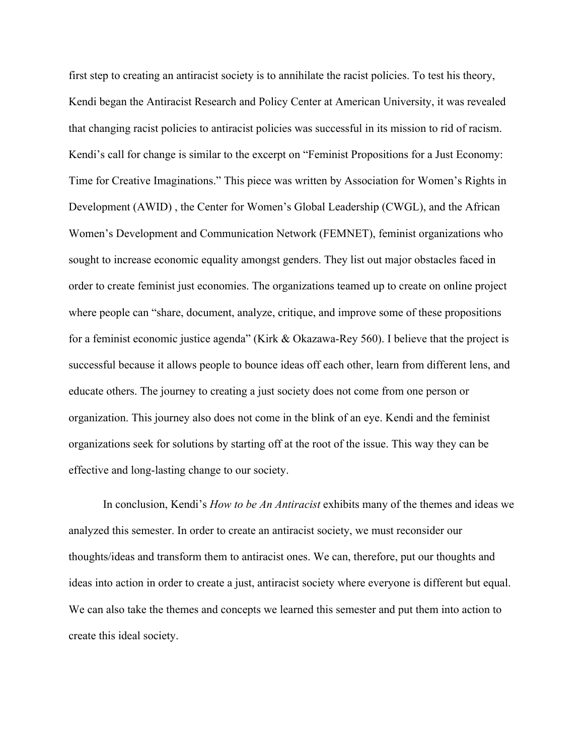first step to creating an antiracist society is to annihilate the racist policies. To test his theory, Kendi began the Antiracist Research and Policy Center at American University, it was revealed that changing racist policies to antiracist policies was successful in its mission to rid of racism. Kendi's call for change is similar to the excerpt on "Feminist Propositions for a Just Economy: Time for Creative Imaginations." This piece was written by Association for Women's Rights in Development (AWID) , the Center for Women's Global Leadership (CWGL), and the African Women's Development and Communication Network (FEMNET), feminist organizations who sought to increase economic equality amongst genders. They list out major obstacles faced in order to create feminist just economies. The organizations teamed up to create on online project where people can "share, document, analyze, critique, and improve some of these propositions for a feminist economic justice agenda" (Kirk & Okazawa-Rey 560). I believe that the project is successful because it allows people to bounce ideas off each other, learn from different lens, and educate others. The journey to creating a just society does not come from one person or organization. This journey also does not come in the blink of an eye. Kendi and the feminist organizations seek for solutions by starting off at the root of the issue. This way they can be effective and long-lasting change to our society.

In conclusion, Kendi's *How to be An Antiracist* exhibits many of the themes and ideas we analyzed this semester. In order to create an antiracist society, we must reconsider our thoughts/ideas and transform them to antiracist ones. We can, therefore, put our thoughts and ideas into action in order to create a just, antiracist society where everyone is different but equal. We can also take the themes and concepts we learned this semester and put them into action to create this ideal society.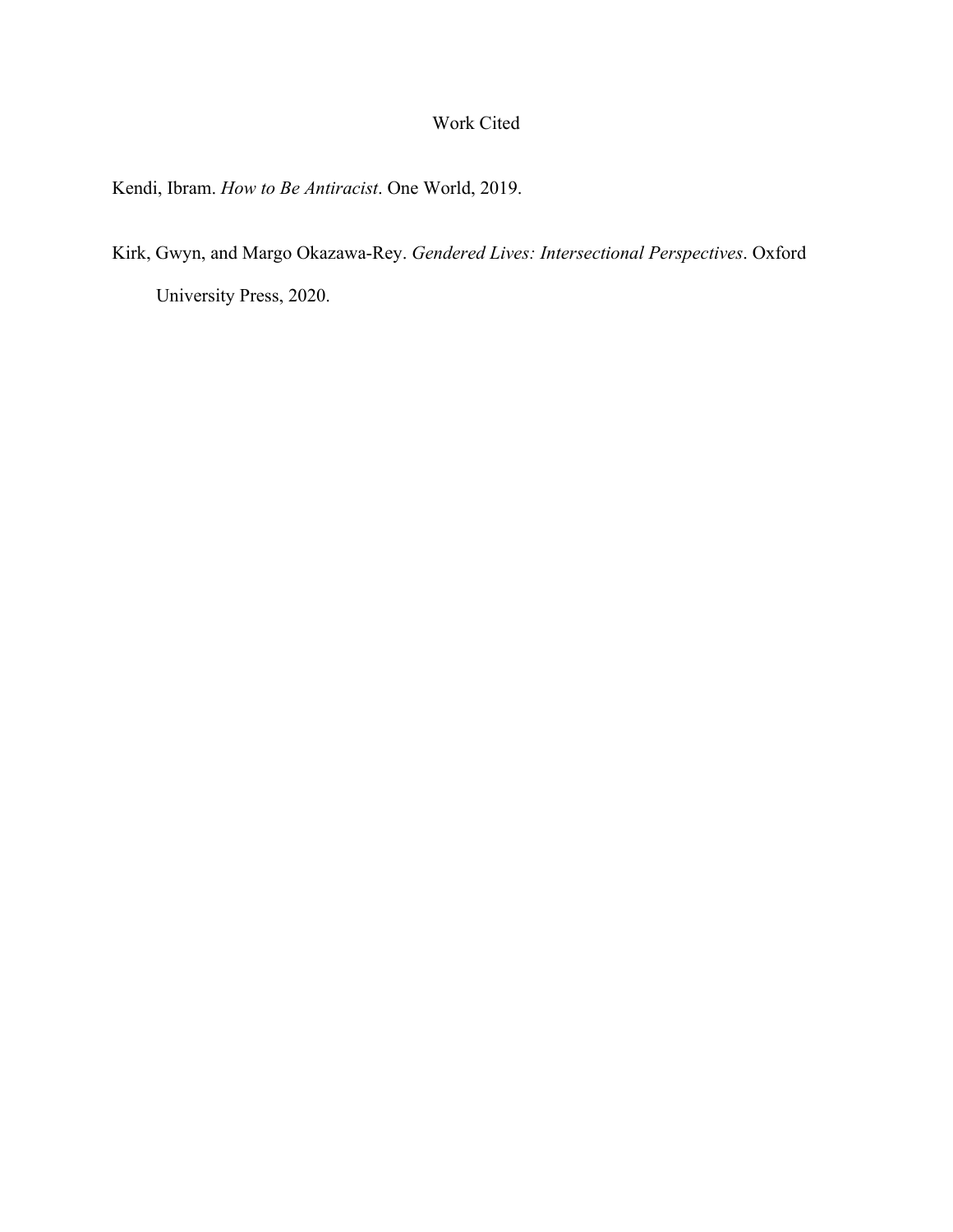# Work Cited

Kendi, Ibram. *How to Be Antiracist*. One World, 2019.

Kirk, Gwyn, and Margo Okazawa-Rey. *Gendered Lives: Intersectional Perspectives*. Oxford University Press, 2020.